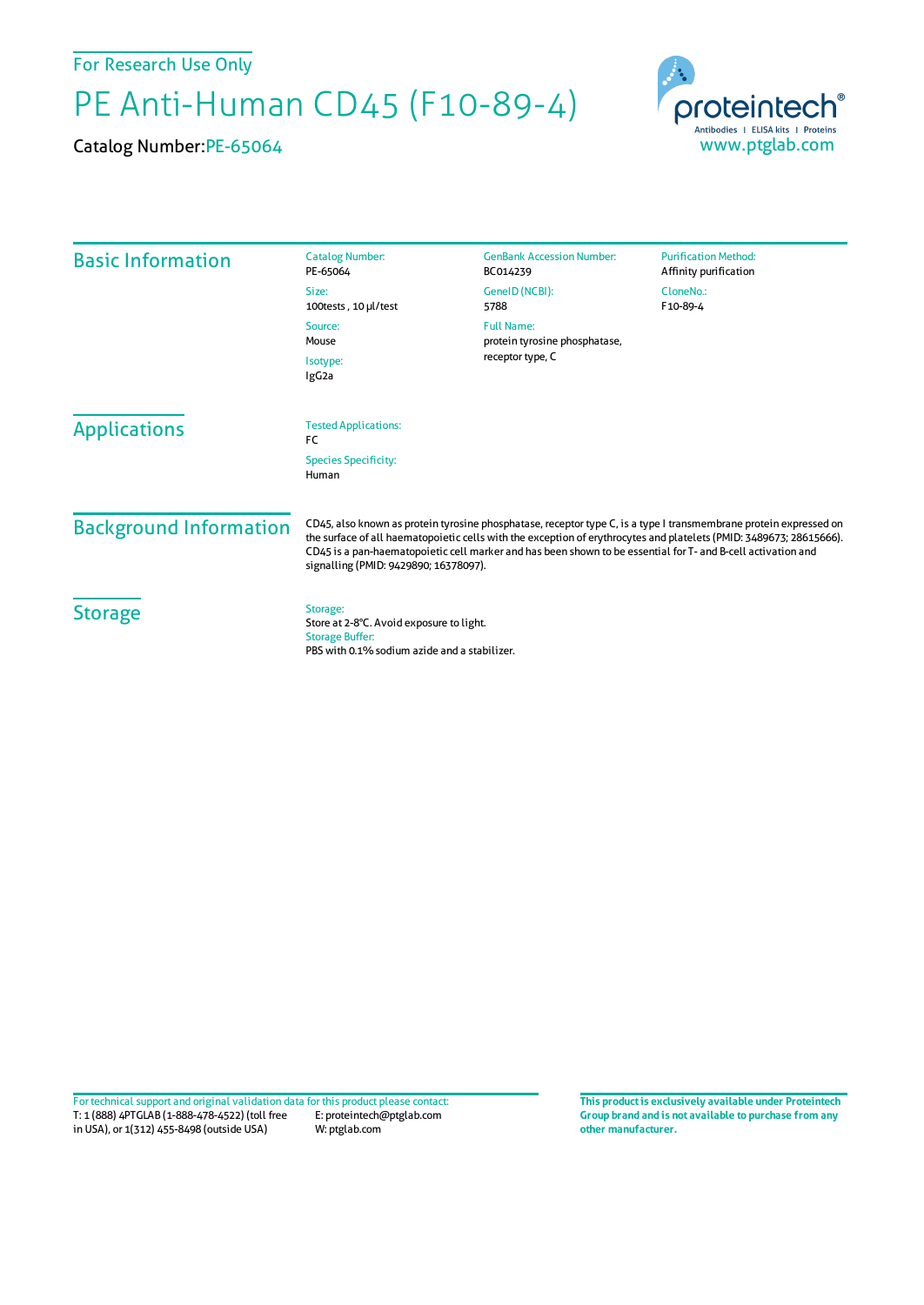For Research Use Only

# PE Anti-Human CD45 (F10-89-4)

Catalog Number: PE-65064

proteintech®
Antibodies | ELISA kits | Proteins
www.ptglab.com

## Basic Information

Catalog Number:
PE-65064

Size:
100tests , 10 µl/test

Source:
Mouse

Isotype:
IgG2a

GenBank Accession Number:
BC014239

GeneID (NCBI):
5788

Full Name:
protein tyrosine phosphatase, receptor type, C

Purification Method:
Affinity purification

CloneNo.:
F10-89-4

## Applications

Tested Applications:
FC

Species Specificity:
Human

## Background Information

CD45, also known as protein tyrosine phosphatase, receptor type C, is a type I transmembrane protein expressed on the surface of all haematopoietic cells with the exception of erythrocytes and platelets (PMID: 3489673; 28615666). CD45 is a pan-haematopoietic cell marker and has been shown to be essential for T- and B-cell activation and signalling (PMID: 9429890; 16378097).

## Storage

Storage:
Store at 2-8°C. Avoid exposure to light.

Storage Buffer:
PBS with 0.1% sodium azide and a stabilizer.

For technical support and original validation data for this product please contact:
T: 1 (888) 4PTGLAB (1-888-478-4522) (toll free in USA), or 1(312) 455-8498 (outside USA)
E: proteintech@ptglab.com
W: ptglab.com

**This product is exclusively available under Proteintech Group brand and is not available to purchase from any other manufacturer.**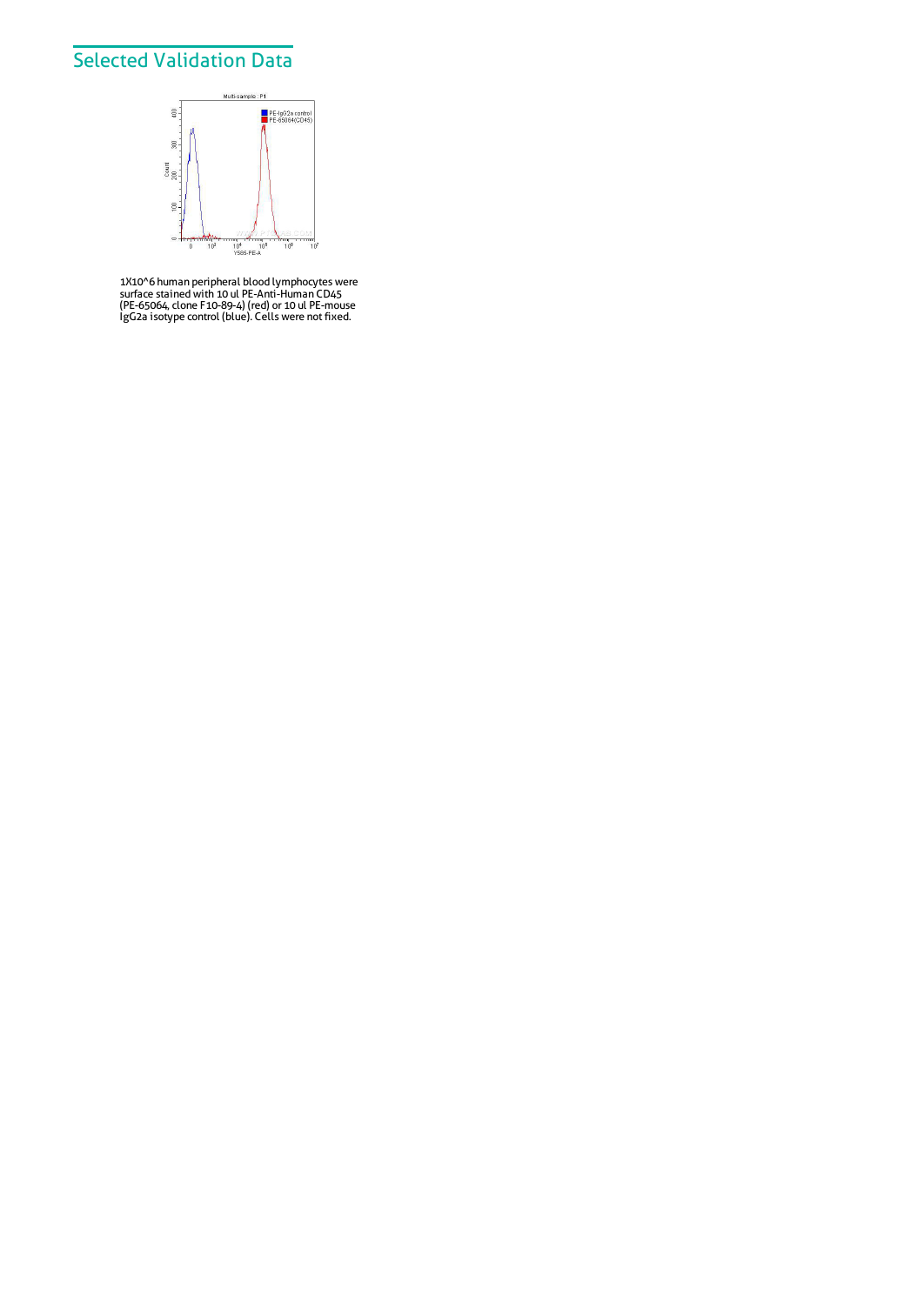## Selected Validation Data

Multi-sample : P1

PE-IgG2a control
PE-65064(CD45)

Count

0
100
200
300
400

0
$10^{2}$
$10^{4}$
$10^{5}$
$10^{6}$
$10^{7}$

Y585-PE-A

1X10^6 human peripheral blood lymphocytes were surface stained with 10 ul PE-Anti-Human CD45 (PE-65064, clone F10-89-4) (red) or 10 ul PE-mouse IgG2a isotype control (blue). Cells were not fixed.